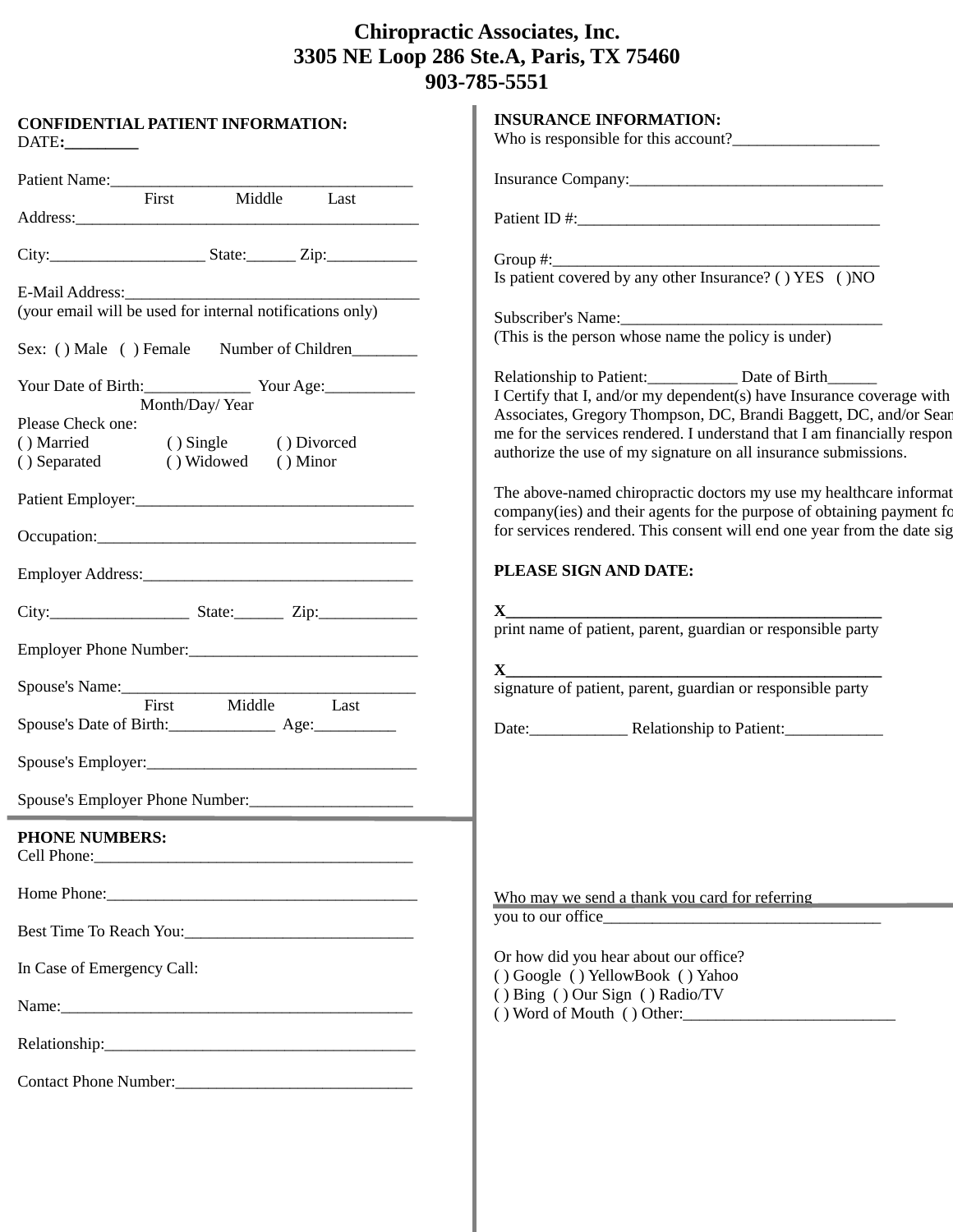# Chiropractic Associates, Inc.
# 3305 NE Loop 286 Ste.A, Paris, TX 75460
# 903-785-5551

**CONFIDENTIAL PATIENT INFORMATION:**
DATE:_________

Patient Name:_____________________________________
First Middle Last

Address:__________________________________________

City:___________________ State:______ Zip:___________

E-Mail Address:____________________________________
(your email will be used for internal notifications only)

Sex: ( ) Male ( ) Female Number of Children________

Your Date of Birth:_____________ Your Age:___________
Month/Day/ Year

Please Check one:
( ) Married ( ) Single ( ) Divorced
( ) Separated ( ) Widowed ( ) Minor

Patient Employer:__________________________________

Occupation:_______________________________________

Employer Address:_________________________________

City:_________________ State:______ Zip:____________

Employer Phone Number:____________________________

Spouse's Name:_____________________________________
First Middle Last

Spouse's Date of Birth:_____________ Age:__________

Spouse's Employer:_________________________________

Spouse's Employer Phone Number:____________________

**PHONE NUMBERS:**
Cell Phone:_______________________________________

Home Phone:_______________________________________

Best Time To Reach You:____________________________

In Case of Emergency Call:

Name:____________________________________________

Relationship:_______________________________________

Contact Phone Number:_____________________________

**INSURANCE INFORMATION:**
Who is responsible for this account?__________________

Insurance Company:________________________________

Patient ID #:_______________________________________

Group #:__________________________________________
Is patient covered by any other Insurance? ( ) YES ( )NO

Subscriber's Name:_________________________________
(This is the person whose name the policy is under)

Relationship to Patient:___________ Date of Birth______

I Certify that I, and/or my dependent(s) have Insurance coverage with Associates, Gregory Thompson, DC, Brandi Baggett, DC, and/or Sean me for the services rendered. I understand that I am financially respon authorize the use of my signature on all insurance submissions.

The above-named chiropractic doctors my use my healthcare informat company(ies) and their agents for the purpose of obtaining payment fo for services rendered. This consent will end one year from the date sig

**PLEASE SIGN AND DATE:**

X_______________________________________________
print name of patient, parent, guardian or responsible party

X_______________________________________________
signature of patient, parent, guardian or responsible party

Date:____________ Relationship to Patient:____________

Who may we send a thank you card for referring you to our office__________________________________

Or how did you hear about our office?
( ) Google ( ) YellowBook ( ) Yahoo
( ) Bing ( ) Our Sign ( ) Radio/TV
( ) Word of Mouth ( ) Other:_________________________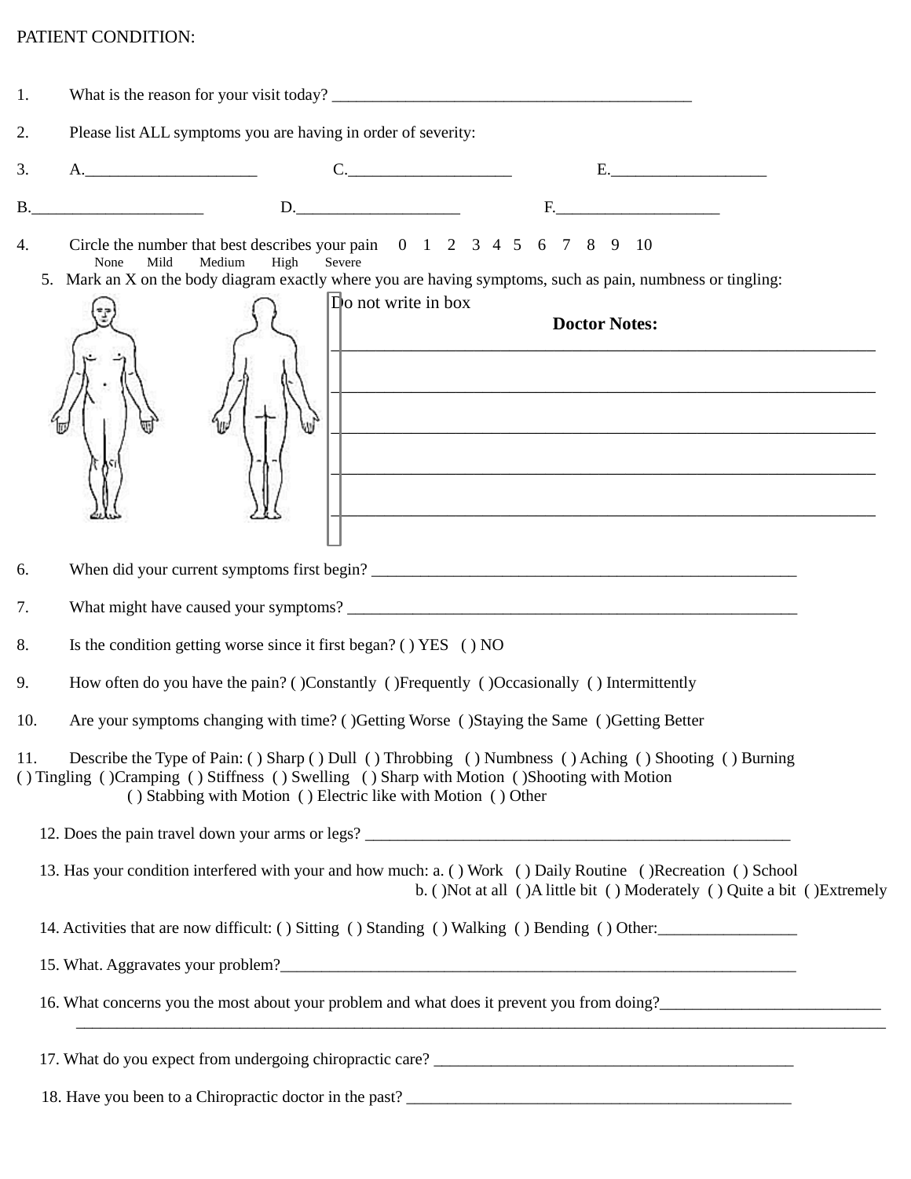PATIENT CONDITION:

1. What is the reason for your visit today? ____________________________________________

2. Please list ALL symptoms you are having in order of severity:

3. A.____________________ C.____________________ E.____________________

B.____________________ D.____________________ F.____________________

4. Circle the number that best describes your pain 0 1 2 3 4 5 6 7 8 9 10

None Mild Medium High Severe

5. Mark an X on the body diagram exactly where you are having symptoms, such as pain, numbness or tingling:

Do not write in box

**Doctor Notes:**

________________________________________________________________

________________________________________________________________

________________________________________________________________

________________________________________________________________

________________________________________________________________

6. When did your current symptoms first begin? ____________________________________________________

7. What might have caused your symptoms? ________________________________________________________

8. Is the condition getting worse since it first began? ( ) YES ( ) NO

9. How often do you have the pain? ( )Constantly ( )Frequently ( )Occasionally ( ) Intermittently

10. Are your symptoms changing with time? ( )Getting Worse ( )Staying the Same ( )Getting Better

11. Describe the Type of Pain: ( ) Sharp ( ) Dull ( ) Throbbing ( ) Numbness ( ) Aching ( ) Shooting ( ) Burning ( ) Tingling ( )Cramping ( ) Stiffness ( ) Swelling ( ) Sharp with Motion ( )Shooting with Motion ( ) Stabbing with Motion ( ) Electric like with Motion ( ) Other

12. Does the pain travel down your arms or legs? ____________________________________________________

13. Has your condition interfered with your and how much: a. ( ) Work ( ) Daily Routine ( )Recreation ( ) School
b. ( )Not at all ( )A little bit ( ) Moderately ( ) Quite a bit ( )Extremely

14. Activities that are now difficult: ( ) Sitting ( ) Standing ( ) Walking ( ) Bending ( ) Other:________________

15. What. Aggravates your problem?______________________________________________________________

16. What concerns you the most about your problem and what does it prevent you from doing?__________________________
______________________________________________________________________________________________

17. What do you expect from undergoing chiropractic care? ____________________________________________

18. Have you been to a Chiropractic doctor in the past? ______________________________________________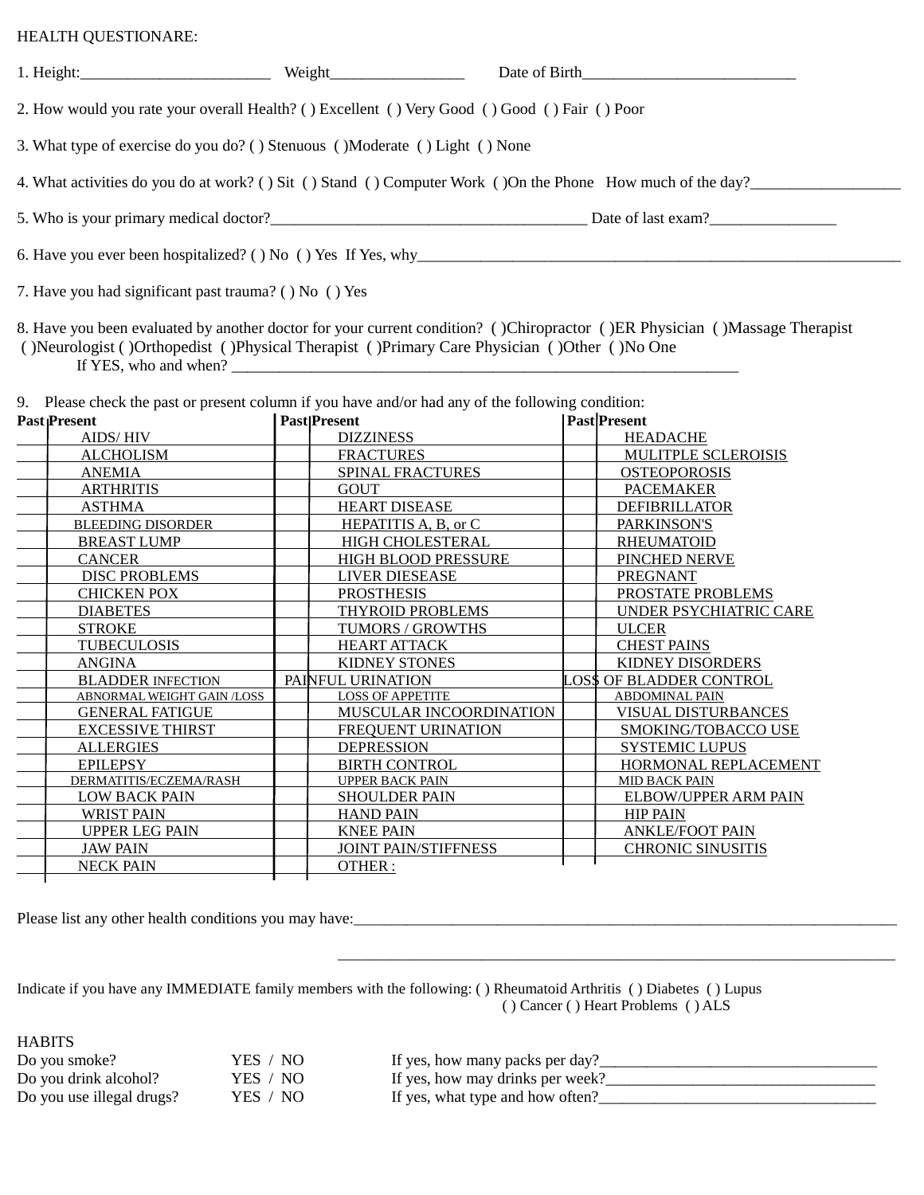HEALTH QUESTIONARE:

1. Height:________________________ Weight_________________ Date of Birth___________________________

2. How would you rate your overall Health? ( ) Excellent ( ) Very Good ( ) Good ( ) Fair ( ) Poor

3. What type of exercise do you do? ( ) Stenuous ( )Moderate ( ) Light ( ) None

4. What activities do you do at work? ( ) Sit ( ) Stand ( ) Computer Work ( )On the Phone How much of the day?___________________

5. Who is your primary medical doctor?________________________________________ Date of last exam?________________

6. Have you ever been hospitalized? ( ) No ( ) Yes If Yes, why________________________________________________________________

7. Have you had significant past trauma? ( ) No ( ) Yes

8. Have you been evaluated by another doctor for your current condition? ( )Chiropractor ( )ER Physician ( )Massage Therapist ( )Neurologist ( )Orthopedist ( )Physical Therapist ( )Primary Care Physician ( )Other ( )No One

If YES, who and when? ____________________________________________________________________

9. Please check the past or present column if you have and/or had any of the following condition:

| Past | Present | | Past | Present | | Past | Present | |
|---|---|---|---|---|---|---|---|---|
| | | AIDS/ HIV | | | DIZZINESS | | | HEADACHE |
| | | ALCHOLISM | | | FRACTURES | | | MULITPLE SCLEROISIS |
| | | ANEMIA | | | SPINAL FRACTURES | | | OSTEOPOROSIS |
| | | ARTHRITIS | | | GOUT | | | PACEMAKER |
| | | ASTHMA | | | HEART DISEASE | | | DEFIBRILLATOR |
| | | BLEEDING DISORDER | | | HEPATITIS A, B, or C | | | PARKINSON'S |
| | | BREAST LUMP | | | HIGH CHOLESTERAL | | | RHEUMATOID |
| | | CANCER | | | HIGH BLOOD PRESSURE | | | PINCHED NERVE |
| | | DISC PROBLEMS | | | LIVER DIESEASE | | | PREGNANT |
| | | CHICKEN POX | | | PROSTHESIS | | | PROSTATE PROBLEMS |
| | | DIABETES | | | THYROID PROBLEMS | | | UNDER PSYCHIATRIC CARE |
| | | STROKE | | | TUMORS / GROWTHS | | | ULCER |
| | | TUBECULOSIS | | | HEART ATTACK | | | CHEST PAINS |
| | | ANGINA | | | KIDNEY STONES | | | KIDNEY DISORDERS |
| | | BLADDER INFECTION | | | PAINFUL URINATION | | | LOSS OF BLADDER CONTROL |
| | | ABNORMAL WEIGHT GAIN /LOSS | | | LOSS OF APPETITE | | | ABDOMINAL PAIN |
| | | GENERAL FATIGUE | | | MUSCULAR INCOORDINATION | | | VISUAL DISTURBANCES |
| | | EXCESSIVE THIRST | | | FREQUENT URINATION | | | SMOKING/TOBACCO USE |
| | | ALLERGIES | | | DEPRESSION | | | SYSTEMIC LUPUS |
| | | EPILEPSY | | | BIRTH CONTROL | | | HORMONAL REPLACEMENT |
| | | DERMATITIS/ECZEMA/RASH | | | UPPER BACK PAIN | | | MID BACK PAIN |
| | | LOW BACK PAIN | | | SHOULDER PAIN | | | ELBOW/UPPER ARM PAIN |
| | | WRIST PAIN | | | HAND PAIN | | | HIP PAIN |
| | | UPPER LEG PAIN | | | KNEE PAIN | | | ANKLE/FOOT PAIN |
| | | JAW PAIN | | | JOINT PAIN/STIFFNESS | | | CHRONIC SINUSITIS |
| | | NECK PAIN | | | OTHER : | | | |

Please list any other health conditions you may have:_________________________________________________________________________

_________________________________________________________________________

Indicate if you have any IMMEDIATE family members with the following: ( ) Rheumatoid Arthritis ( ) Diabetes ( ) Lupus ( ) Cancer ( ) Heart Problems ( ) ALS

HABITS

Do you smoke? YES / NO If yes, how many packs per day?___________________________________

Do you drink alcohol? YES / NO If yes, how may drinks per week?__________________________________

Do you use illegal drugs? YES / NO If yes, what type and how often?___________________________________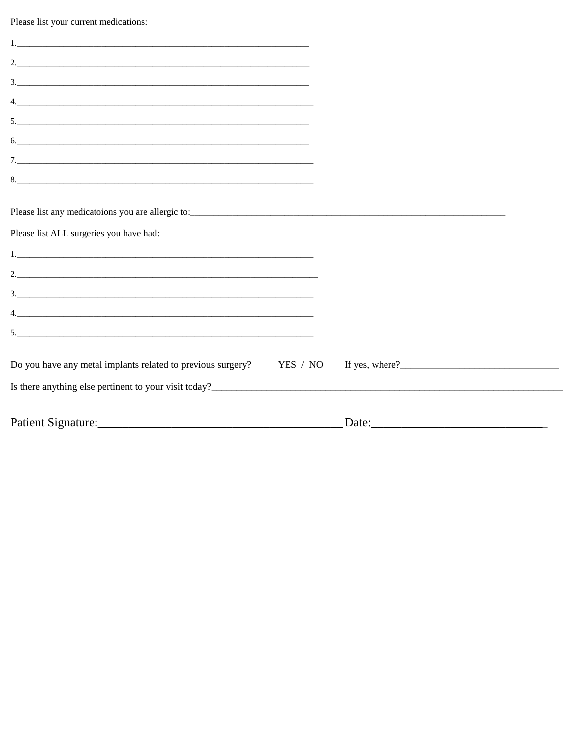Please list your current medications:

1.______________________________________________________________________

2.______________________________________________________________________

3.______________________________________________________________________

4.______________________________________________________________________

5.______________________________________________________________________

6.______________________________________________________________________

7.______________________________________________________________________

8.______________________________________________________________________

Please list any medicatoions you are allergic to:___________________________________________________________________________

Please list ALL surgeries you have had:

1.______________________________________________________________________

2.______________________________________________________________________

3.______________________________________________________________________

4.______________________________________________________________________

5.______________________________________________________________________

Do you have any metal implants related to previous surgery? YES / NO If yes, where?________________________________

Is there anything else pertinent to your visit today?_______________________________________________________________________________

Patient Signature:_________________________________________ Date:_____________________________